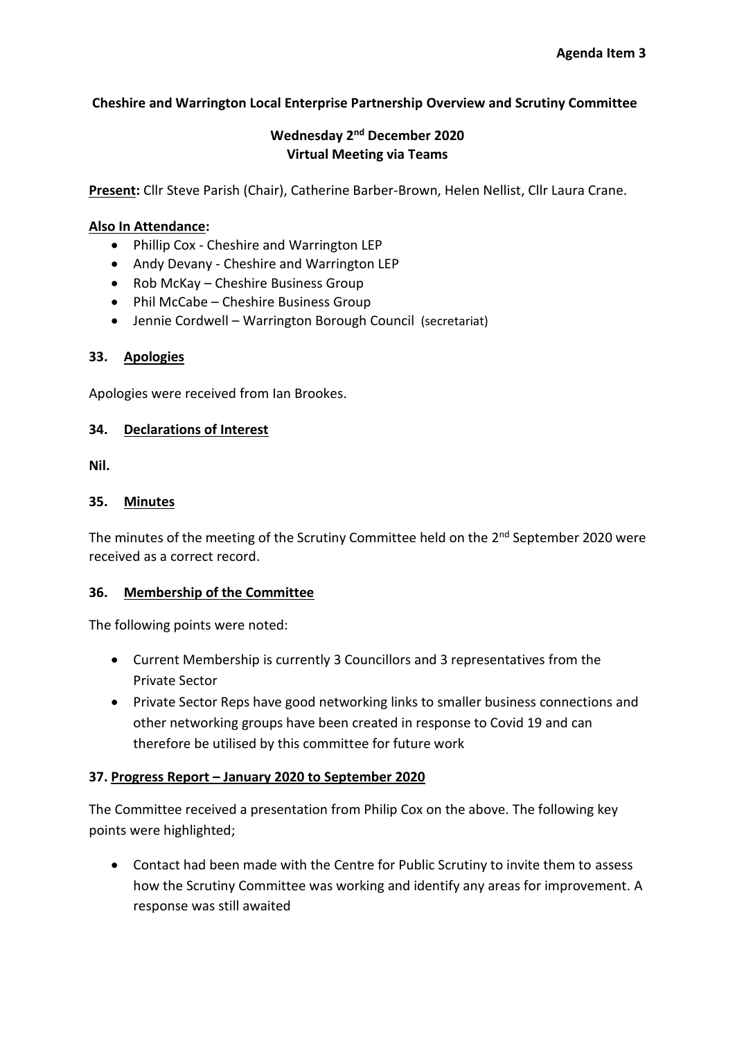**Agenda Item 3**

**Cheshire and Warrington Local Enterprise Partnership Overview and Scrutiny Committee**

**Wednesday 2nd December 2020**
**Virtual Meeting via Teams**

**Present:** Cllr Steve Parish (Chair), Catherine Barber-Brown, Helen Nellist, Cllr Laura Crane.

**Also In Attendance:**

- Phillip Cox - Cheshire and Warrington LEP
- Andy Devany - Cheshire and Warrington LEP
- Rob McKay – Cheshire Business Group
- Phil McCabe – Cheshire Business Group
- Jennie Cordwell – Warrington Borough Council (secretariat)

## 33. Apologies

Apologies were received from Ian Brookes.

## 34. Declarations of Interest

**Nil.**

## 35. Minutes

The minutes of the meeting of the Scrutiny Committee held on the 2nd September 2020 were received as a correct record.

## 36. Membership of the Committee

The following points were noted:

- Current Membership is currently 3 Councillors and 3 representatives from the Private Sector
- Private Sector Reps have good networking links to smaller business connections and other networking groups have been created in response to Covid 19 and can therefore be utilised by this committee for future work

## 37. Progress Report – January 2020 to September 2020

The Committee received a presentation from Philip Cox on the above. The following key points were highlighted;

- Contact had been made with the Centre for Public Scrutiny to invite them to assess how the Scrutiny Committee was working and identify any areas for improvement. A response was still awaited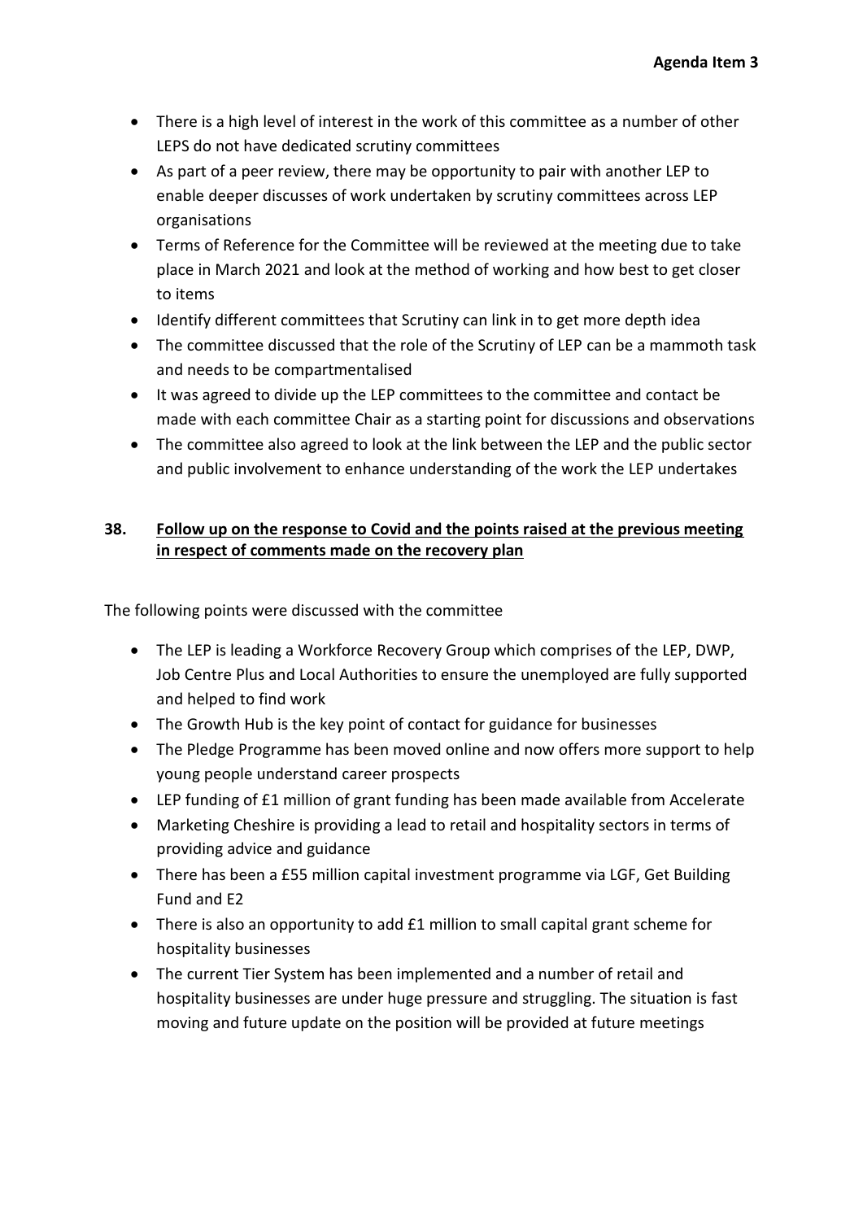- There is a high level of interest in the work of this committee as a number of other LEPS do not have dedicated scrutiny committees
- As part of a peer review, there may be opportunity to pair with another LEP to enable deeper discusses of work undertaken by scrutiny committees across LEP organisations
- Terms of Reference for the Committee will be reviewed at the meeting due to take place in March 2021 and look at the method of working and how best to get closer to items
- Identify different committees that Scrutiny can link in to get more depth idea
- The committee discussed that the role of the Scrutiny of LEP can be a mammoth task and needs to be compartmentalised
- It was agreed to divide up the LEP committees to the committee and contact be made with each committee Chair as a starting point for discussions and observations
- The committee also agreed to look at the link between the LEP and the public sector and public involvement to enhance understanding of the work the LEP undertakes

## 38. <u>Follow up on the response to Covid and the points raised at the previous meeting in respect of comments made on the recovery plan</u>

The following points were discussed with the committee

- The LEP is leading a Workforce Recovery Group which comprises of the LEP, DWP, Job Centre Plus and Local Authorities to ensure the unemployed are fully supported and helped to find work
- The Growth Hub is the key point of contact for guidance for businesses
- The Pledge Programme has been moved online and now offers more support to help young people understand career prospects
- LEP funding of £1 million of grant funding has been made available from Accelerate
- Marketing Cheshire is providing a lead to retail and hospitality sectors in terms of providing advice and guidance
- There has been a £55 million capital investment programme via LGF, Get Building Fund and E2
- There is also an opportunity to add £1 million to small capital grant scheme for hospitality businesses
- The current Tier System has been implemented and a number of retail and hospitality businesses are under huge pressure and struggling. The situation is fast moving and future update on the position will be provided at future meetings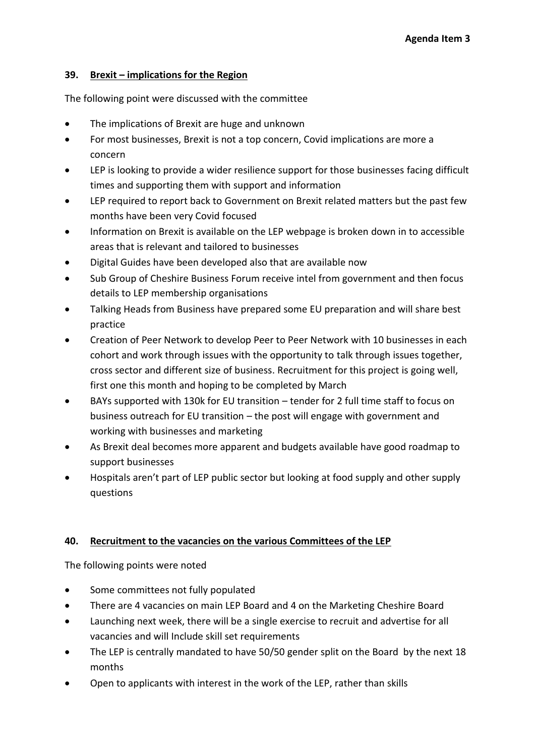**Agenda Item 3**

## 39. Brexit – implications for the Region

The following point were discussed with the committee

- The implications of Brexit are huge and unknown
- For most businesses, Brexit is not a top concern, Covid implications are more a concern
- LEP is looking to provide a wider resilience support for those businesses facing difficult times and supporting them with support and information
- LEP required to report back to Government on Brexit related matters but the past few months have been very Covid focused
- Information on Brexit is available on the LEP webpage is broken down in to accessible areas that is relevant and tailored to businesses
- Digital Guides have been developed also that are available now
- Sub Group of Cheshire Business Forum receive intel from government and then focus details to LEP membership organisations
- Talking Heads from Business have prepared some EU preparation and will share best practice
- Creation of Peer Network to develop Peer to Peer Network with 10 businesses in each cohort and work through issues with the opportunity to talk through issues together, cross sector and different size of business. Recruitment for this project is going well, first one this month and hoping to be completed by March
- BAYs supported with 130k for EU transition – tender for 2 full time staff to focus on business outreach for EU transition – the post will engage with government and working with businesses and marketing
- As Brexit deal becomes more apparent and budgets available have good roadmap to support businesses
- Hospitals aren't part of LEP public sector but looking at food supply and other supply questions

## 40. Recruitment to the vacancies on the various Committees of the LEP

The following points were noted

- Some committees not fully populated
- There are 4 vacancies on main LEP Board and 4 on the Marketing Cheshire Board
- Launching next week, there will be a single exercise to recruit and advertise for all vacancies and will Include skill set requirements
- The LEP is centrally mandated to have 50/50 gender split on the Board by the next 18 months
- Open to applicants with interest in the work of the LEP, rather than skills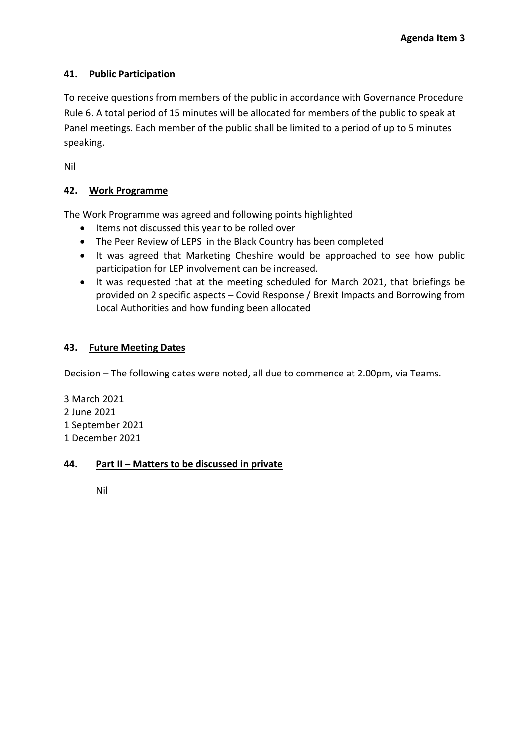**Agenda Item 3**

**41. Public Participation**

To receive questions from members of the public in accordance with Governance Procedure Rule 6. A total period of 15 minutes will be allocated for members of the public to speak at Panel meetings. Each member of the public shall be limited to a period of up to 5 minutes speaking.

Nil

**42. Work Programme**

The Work Programme was agreed and following points highlighted

- Items not discussed this year to be rolled over
- The Peer Review of LEPS in the Black Country has been completed
- It was agreed that Marketing Cheshire would be approached to see how public participation for LEP involvement can be increased.
- It was requested that at the meeting scheduled for March 2021, that briefings be provided on 2 specific aspects – Covid Response / Brexit Impacts and Borrowing from Local Authorities and how funding been allocated

**43. Future Meeting Dates**

Decision – The following dates were noted, all due to commence at 2.00pm, via Teams.

3 March 2021
2 June 2021
1 September 2021
1 December 2021

**44. Part II – Matters to be discussed in private**

Nil